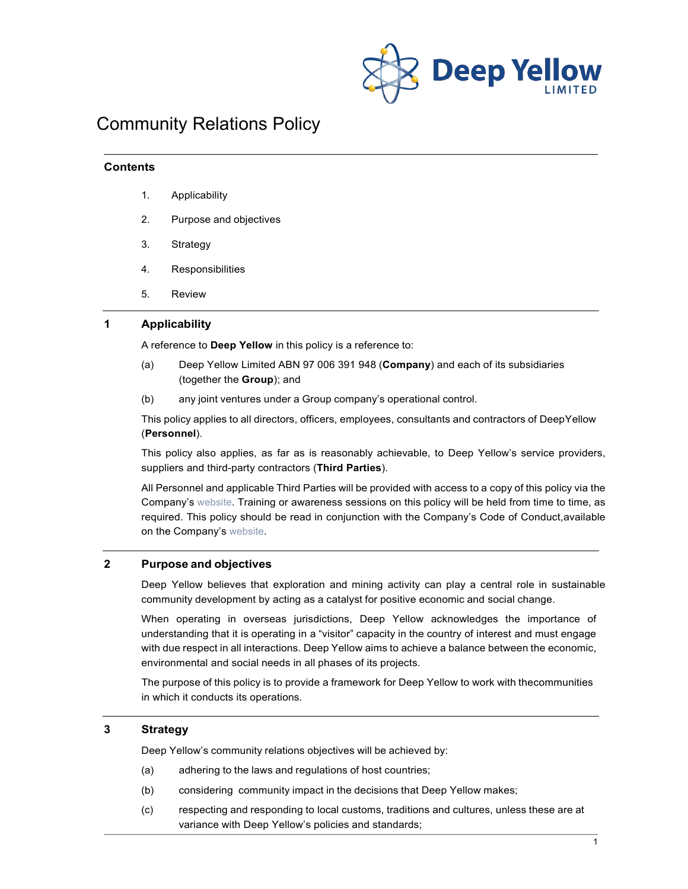# Community Relations Policy

## Contents

1. Applicability
2. Purpose and objectives
3. Strategy
4. Responsibilities
5. Review

## 1 Applicability

A reference to **Deep Yellow** in this policy is a reference to:

(a) Deep Yellow Limited ABN 97 006 391 948 (**Company**) and each of its subsidiaries (together the **Group**); and

(b) any joint ventures under a Group company's operational control.

This policy applies to all directors, officers, employees, consultants and contractors of DeepYellow (**Personnel**).

This policy also applies, as far as is reasonably achievable, to Deep Yellow's service providers, suppliers and third-party contractors (**Third Parties**).

All Personnel and applicable Third Parties will be provided with access to a copy of this policy via the Company's website. Training or awareness sessions on this policy will be held from time to time, as required. This policy should be read in conjunction with the Company's Code of Conduct,available on the Company's website.

## 2 Purpose and objectives

Deep Yellow believes that exploration and mining activity can play a central role in sustainable community development by acting as a catalyst for positive economic and social change.

When operating in overseas jurisdictions, Deep Yellow acknowledges the importance of understanding that it is operating in a "visitor" capacity in the country of interest and must engage with due respect in all interactions. Deep Yellow aims to achieve a balance between the economic, environmental and social needs in all phases of its projects.

The purpose of this policy is to provide a framework for Deep Yellow to work with thecommunities in which it conducts its operations.

## 3 Strategy

Deep Yellow's community relations objectives will be achieved by:

(a) adhering to the laws and regulations of host countries;

(b) considering community impact in the decisions that Deep Yellow makes;

(c) respecting and responding to local customs, traditions and cultures, unless these are at variance with Deep Yellow's policies and standards;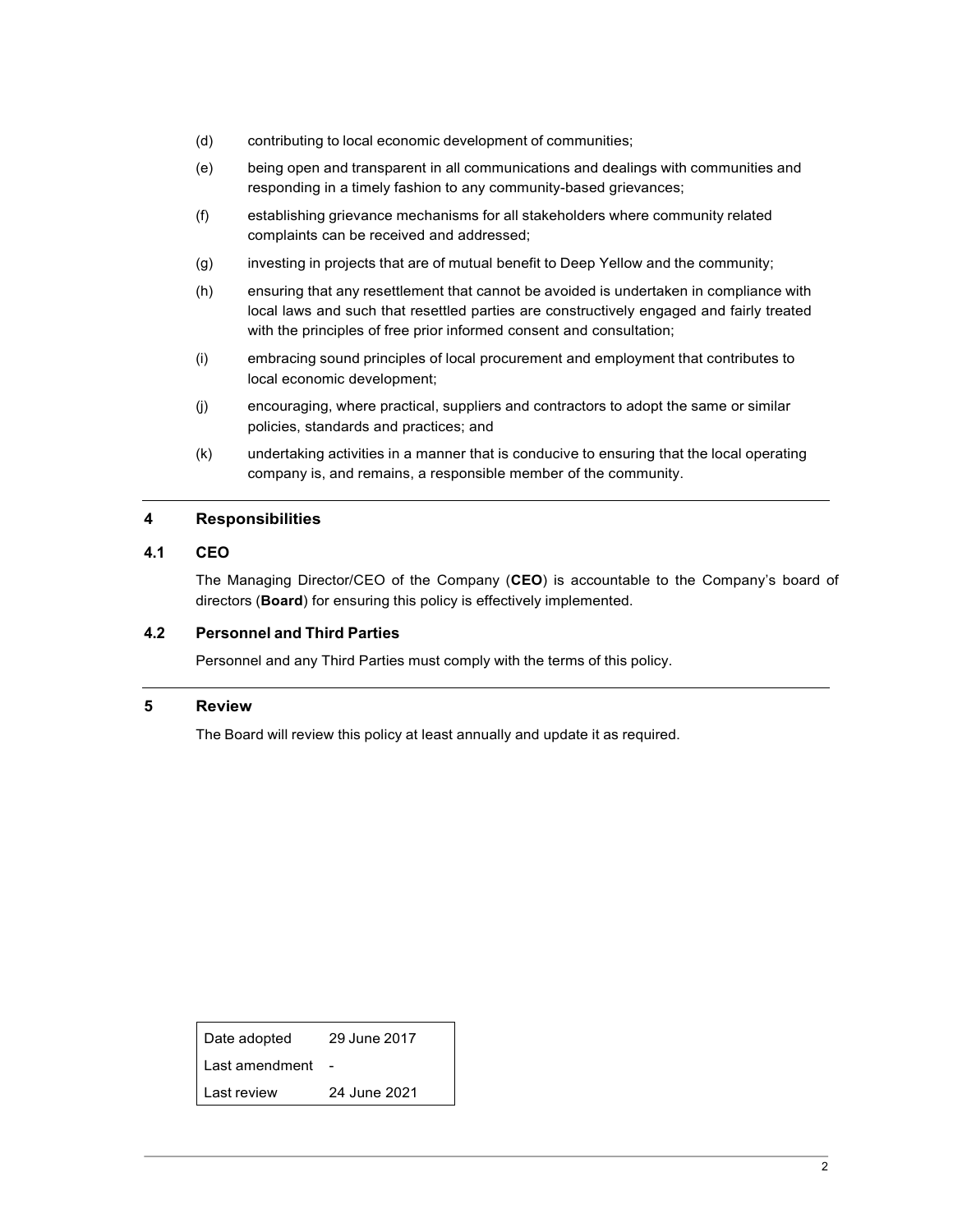(d) contributing to local economic development of communities;

(e) being open and transparent in all communications and dealings with communities and responding in a timely fashion to any community-based grievances;

(f) establishing grievance mechanisms for all stakeholders where community related complaints can be received and addressed;

(g) investing in projects that are of mutual benefit to Deep Yellow and the community;

(h) ensuring that any resettlement that cannot be avoided is undertaken in compliance with local laws and such that resettled parties are constructively engaged and fairly treated with the principles of free prior informed consent and consultation;

(i) embracing sound principles of local procurement and employment that contributes to local economic development;

(j) encouraging, where practical, suppliers and contractors to adopt the same or similar policies, standards and practices; and

(k) undertaking activities in a manner that is conducive to ensuring that the local operating company is, and remains, a responsible member of the community.

## 4 Responsibilities

### 4.1 CEO

The Managing Director/CEO of the Company (**CEO**) is accountable to the Company's board of directors (**Board**) for ensuring this policy is effectively implemented.

### 4.2 Personnel and Third Parties

Personnel and any Third Parties must comply with the terms of this policy.

## 5 Review

The Board will review this policy at least annually and update it as required.

| | |
|---|---|
| Date adopted | 29 June 2017 |
| Last amendment | - |
| Last review | 24 June 2021 |